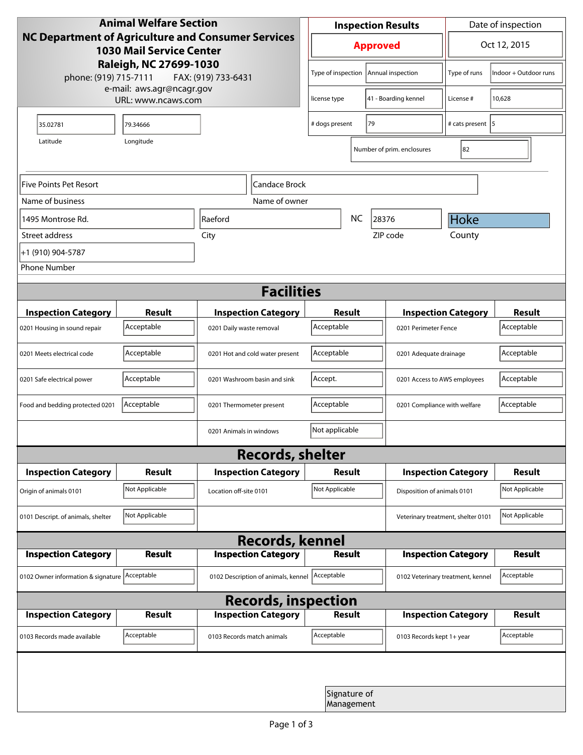**Animal Welfare Section**
**NC Department of Agriculture and Consumer Services**
**1030 Mail Service Center**
**Raleigh, NC 27699-1030**
phone: (919) 715-7111 FAX: (919) 733-6431
e-mail: aws.agr@ncagr.gov
URL: www.ncaws.com

| Inspection Results | Date of inspection |
|---|---|
| **Approved** | Oct 12, 2015 |

| Type of inspection | Annual inspection | Type of runs | Indoor + Outdoor runs |
|---|---|---|---|
| license type | 41 - Boarding kennel | License # | 10,628 |
| # dogs present | 79 | # cats present | 5 |
| Number of prim. enclosures | 82 | | |

| Latitude | Longitude |
|---|---|
| 35.02781 | 79.34666 |

| Name of business | Name of owner |
|---|---|
| Five Points Pet Resort | Candace Brock |

| Street address | City | State | ZIP code | County |
|---|---|---|---|---|
| 1495 Montrose Rd. | Raeford | NC | 28376 | Hoke |

Phone Number: +1 (910) 904-5787

## Facilities

| Inspection Category | Result | Inspection Category | Result | Inspection Category | Result |
|---|---|---|---|---|---|
| 0201 Housing in sound repair | Acceptable | 0201 Daily waste removal | Acceptable | 0201 Perimeter Fence | Acceptable |
| 0201 Meets electrical code | Acceptable | 0201 Hot and cold water present | Acceptable | 0201 Adequate drainage | Acceptable |
| 0201 Safe electrical power | Acceptable | 0201 Washroom basin and sink | Accept. | 0201 Access to AWS employees | Acceptable |
| Food and bedding protected 0201 | Acceptable | 0201 Thermometer present | Acceptable | 0201 Compliance with welfare | Acceptable |
| | | 0201 Animals in windows | Not applicable | | |

## Records, shelter

| Inspection Category | Result | Inspection Category | Result | Inspection Category | Result |
|---|---|---|---|---|---|
| Origin of animals 0101 | Not Applicable | Location off-site 0101 | Not Applicable | Disposition of animals 0101 | Not Applicable |
| 0101 Descript. of animals, shelter | Not Applicable | | | Veterinary treatment, shelter 0101 | Not Applicable |

## Records, kennel

| Inspection Category | Result | Inspection Category | Result | Inspection Category | Result |
|---|---|---|---|---|---|
| 0102 Owner information & signature | Acceptable | 0102 Description of animals, kennel | Acceptable | 0102 Veterinary treatment, kennel | Acceptable |

## Records, inspection

| Inspection Category | Result | Inspection Category | Result | Inspection Category | Result |
|---|---|---|---|---|---|
| 0103 Records made available | Acceptable | 0103 Records match animals | Acceptable | 0103 Records kept 1+ year | Acceptable |

Signature of Management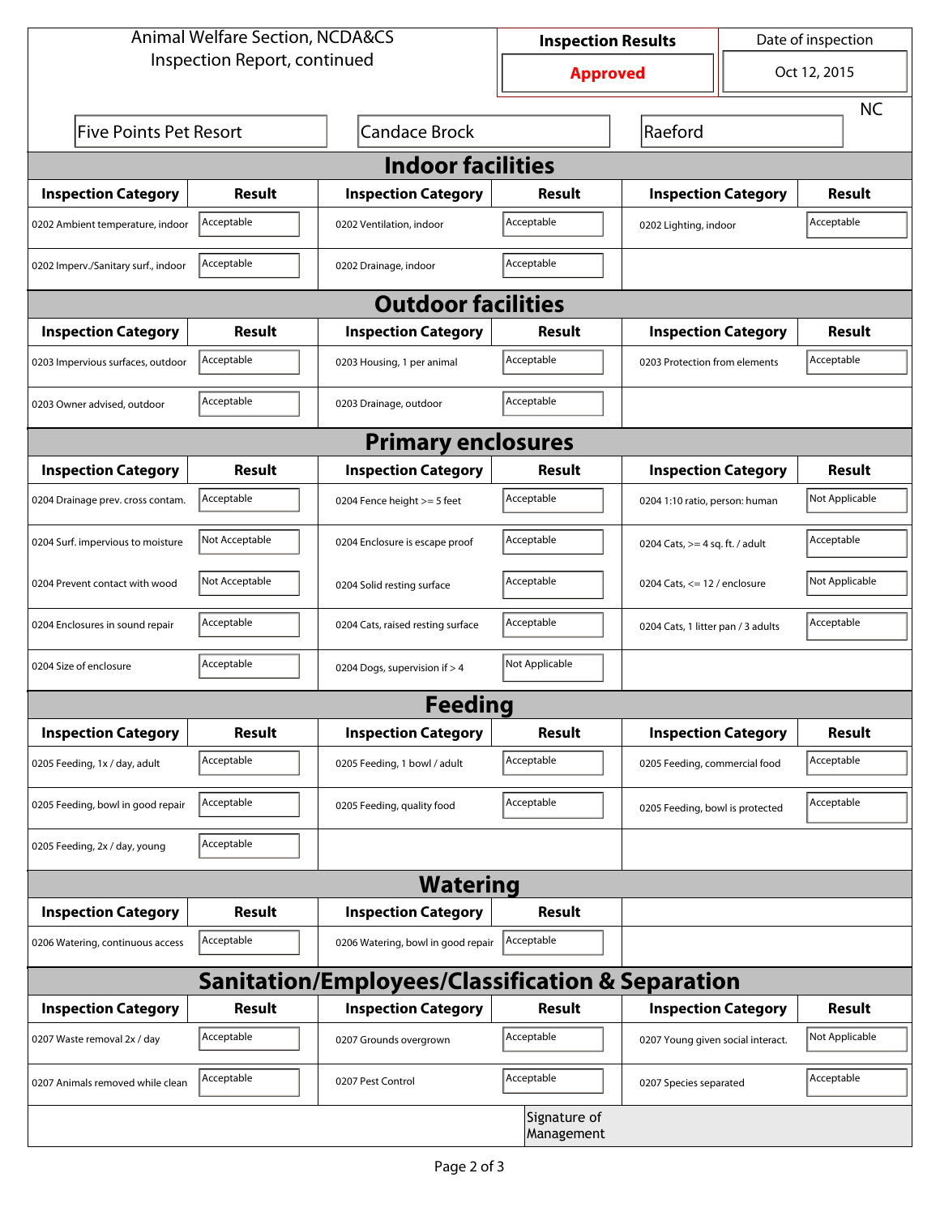Animal Welfare Section, NCDA&CS
Inspection Report, continued

| Inspection Results | Date of inspection |
|---|---|
| **Approved** | Oct 12, 2015 |

| Five Points Pet Resort | Candace Brock | Raeford | NC |
|---|---|---|---|

## Indoor facilities

| Inspection Category | Result | Inspection Category | Result | Inspection Category | Result |
|---|---|---|---|---|---|
| 0202 Ambient temperature, indoor | Acceptable | 0202 Ventilation, indoor | Acceptable | 0202 Lighting, indoor | Acceptable |
| 0202 Imperv./Sanitary surf., indoor | Acceptable | 0202 Drainage, indoor | Acceptable | | |

## Outdoor facilities

| Inspection Category | Result | Inspection Category | Result | Inspection Category | Result |
|---|---|---|---|---|---|
| 0203 Impervious surfaces, outdoor | Acceptable | 0203 Housing, 1 per animal | Acceptable | 0203 Protection from elements | Acceptable |
| 0203 Owner advised, outdoor | Acceptable | 0203 Drainage, outdoor | Acceptable | | |

## Primary enclosures

| Inspection Category | Result | Inspection Category | Result | Inspection Category | Result |
|---|---|---|---|---|---|
| 0204 Drainage prev. cross contam. | Acceptable | 0204 Fence height >= 5 feet | Acceptable | 0204 1:10 ratio, person: human | Not Applicable |
| 0204 Surf. impervious to moisture | Not Acceptable | 0204 Enclosure is escape proof | Acceptable | 0204 Cats, >= 4 sq. ft. / adult | Acceptable |
| 0204 Prevent contact with wood | Not Acceptable | 0204 Solid resting surface | Acceptable | 0204 Cats, <= 12 / enclosure | Not Applicable |
| 0204 Enclosures in sound repair | Acceptable | 0204 Cats, raised resting surface | Acceptable | 0204 Cats, 1 litter pan / 3 adults | Acceptable |
| 0204 Size of enclosure | Acceptable | 0204 Dogs, supervision if > 4 | Not Applicable | | |

## Feeding

| Inspection Category | Result | Inspection Category | Result | Inspection Category | Result |
|---|---|---|---|---|---|
| 0205 Feeding, 1x / day, adult | Acceptable | 0205 Feeding, 1 bowl / adult | Acceptable | 0205 Feeding, commercial food | Acceptable |
| 0205 Feeding, bowl in good repair | Acceptable | 0205 Feeding, quality food | Acceptable | 0205 Feeding, bowl is protected | Acceptable |
| 0205 Feeding, 2x / day, young | Acceptable | | | | |

## Watering

| Inspection Category | Result | Inspection Category | Result |
|---|---|---|---|
| 0206 Watering, continuous access | Acceptable | 0206 Watering, bowl in good repair | Acceptable |

## Sanitation/Employees/Classification & Separation

| Inspection Category | Result | Inspection Category | Result | Inspection Category | Result |
|---|---|---|---|---|---|
| 0207 Waste removal 2x / day | Acceptable | 0207 Grounds overgrown | Acceptable | 0207 Young given social interact. | Not Applicable |
| 0207 Animals removed while clean | Acceptable | 0207 Pest Control | Acceptable | 0207 Species separated | Acceptable |

Signature of Management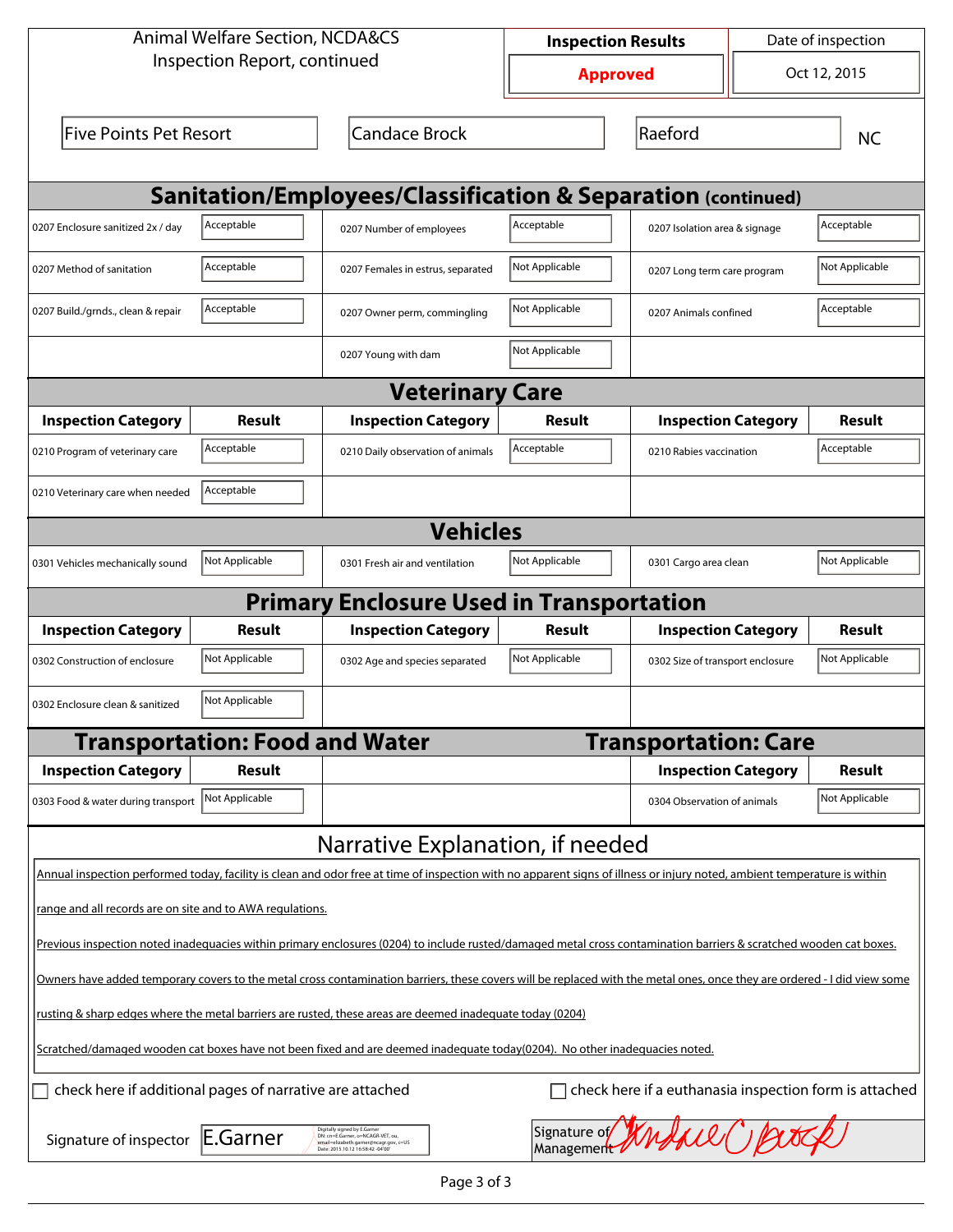Animal Welfare Section, NCDA&CS
Inspection Report, continued

| Inspection Results | Date of inspection |
|---|---|
| **Approved** | Oct 12, 2015 |

Five Points Pet Resort | Candace Brock | Raeford | NC

## Sanitation/Employees/Classification & Separation (continued)

| | | | | | |
|---|---|---|---|---|---|
| 0207 Enclosure sanitized 2x / day | Acceptable | 0207 Number of employees | Acceptable | 0207 Isolation area & signage | Acceptable |
| 0207 Method of sanitation | Acceptable | 0207 Females in estrus, separated | Not Applicable | 0207 Long term care program | Not Applicable |
| 0207 Build./grnds., clean & repair | Acceptable | 0207 Owner perm, commingling | Not Applicable | 0207 Animals confined | Acceptable |
| | | 0207 Young with dam | Not Applicable | | |

## Veterinary Care

| Inspection Category | Result | Inspection Category | Result | Inspection Category | Result |
|---|---|---|---|---|---|
| 0210 Program of veterinary care | Acceptable | 0210 Daily observation of animals | Acceptable | 0210 Rabies vaccination | Acceptable |
| 0210 Veterinary care when needed | Acceptable | | | | |

## Vehicles

| | | | | | |
|---|---|---|---|---|---|
| 0301 Vehicles mechanically sound | Not Applicable | 0301 Fresh air and ventilation | Not Applicable | 0301 Cargo area clean | Not Applicable |

## Primary Enclosure Used in Transportation

| Inspection Category | Result | Inspection Category | Result | Inspection Category | Result |
|---|---|---|---|---|---|
| 0302 Construction of enclosure | Not Applicable | 0302 Age and species separated | Not Applicable | 0302 Size of transport enclosure | Not Applicable |
| 0302 Enclosure clean & sanitized | Not Applicable | | | | |

## Transportation: Food and Water

| Inspection Category | Result |
|---|---|
| 0303 Food & water during transport | Not Applicable |

## Transportation: Care

| Inspection Category | Result |
|---|---|
| 0304 Observation of animals | Not Applicable |

## Narrative Explanation, if needed

Annual inspection performed today, facility is clean and odor free at time of inspection with no apparent signs of illness or injury noted, ambient temperature is within range and all records are on site and to AWA regulations.

Previous inspection noted inadequacies within primary enclosures (0204) to include rusted/damaged metal cross contamination barriers & scratched wooden cat boxes.

Owners have added temporary covers to the metal cross contamination barriers, these covers will be replaced with the metal ones, once they are ordered - I did view some rusting & sharp edges where the metal barriers are rusted, these areas are deemed inadequate today (0204)

Scratched/damaged wooden cat boxes have not been fixed and are deemed inadequate today(0204). No other inadequacies noted.

☐ check here if additional pages of narrative are attached

☐ check here if a euthanasia inspection form is attached

Signature of inspector: E.Garner (Digitally signed by E.Garner, DN: cn=E.Garner, o=NCAGR-VET, ou, email=elizabeth.garner@ncagr.gov, c=US, Date: 2015.10.12 16:58:42 -04'00')

Signature of Management: Candace C Brock